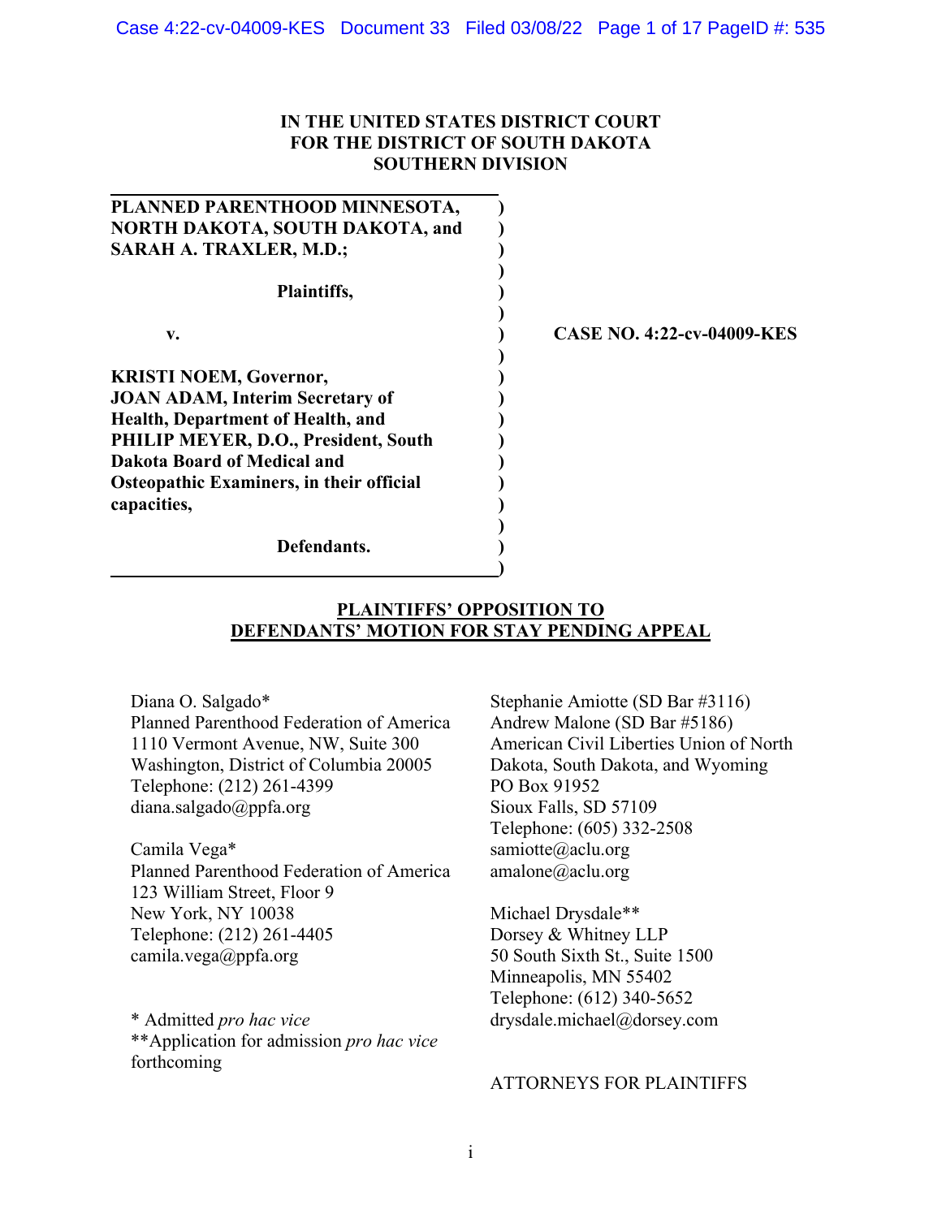**IN THE UNITED STATES DISTRICT COURT**
**FOR THE DISTRICT OF SOUTH DAKOTA**
**SOUTHERN DIVISION**

**PLANNED PARENTHOOD MINNESOTA, NORTH DAKOTA, SOUTH DAKOTA, and SARAH A. TRAXLER, M.D.;**

**Plaintiffs,**

**v.**

**KRISTI NOEM, Governor, JOAN ADAM, Interim Secretary of Health, Department of Health, and PHILIP MEYER, D.O., President, South Dakota Board of Medical and Osteopathic Examiners, in their official capacities,**

**Defendants.**

**CASE NO. 4:22-cv-04009-KES**

## PLAINTIFFS' OPPOSITION TO DEFENDANTS' MOTION FOR STAY PENDING APPEAL

Diana O. Salgado*
Planned Parenthood Federation of America
1110 Vermont Avenue, NW, Suite 300
Washington, District of Columbia 20005
Telephone: (212) 261-4399
diana.salgado@ppfa.org

Camila Vega*
Planned Parenthood Federation of America
123 William Street, Floor 9
New York, NY 10038
Telephone: (212) 261-4405
camila.vega@ppfa.org

\* Admitted *pro hac vice*
\*\*Application for admission *pro hac vice* forthcoming

Stephanie Amiotte (SD Bar #3116)
Andrew Malone (SD Bar #5186)
American Civil Liberties Union of North Dakota, South Dakota, and Wyoming
PO Box 91952
Sioux Falls, SD 57109
Telephone: (605) 332-2508
samiotte@aclu.org
amalone@aclu.org

Michael Drysdale**
Dorsey & Whitney LLP
50 South Sixth St., Suite 1500
Minneapolis, MN 55402
Telephone: (612) 340-5652
drysdale.michael@dorsey.com

ATTORNEYS FOR PLAINTIFFS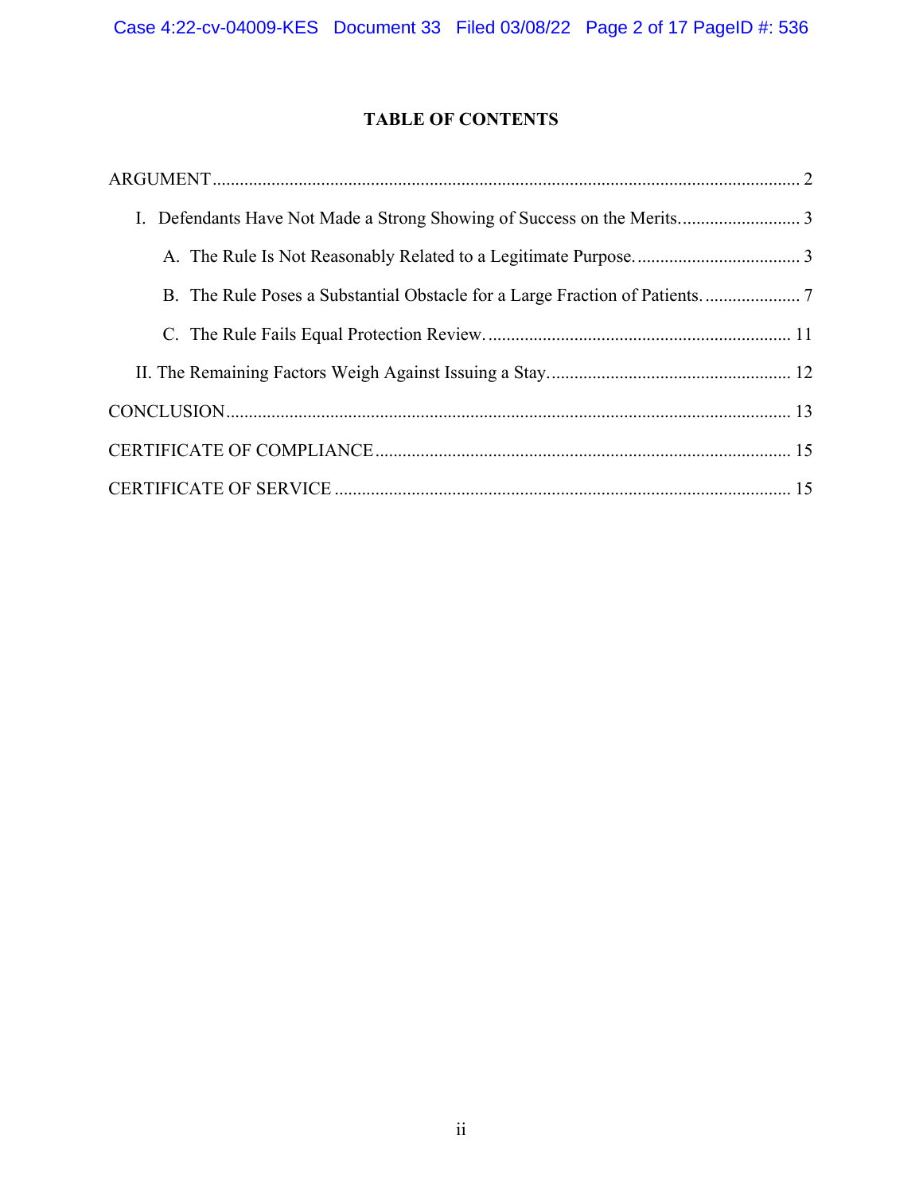## TABLE OF CONTENTS

ARGUMENT .......... 2

I. Defendants Have Not Made a Strong Showing of Success on the Merits. .......... 3

A. The Rule Is Not Reasonably Related to a Legitimate Purpose. .......... 3

B. The Rule Poses a Substantial Obstacle for a Large Fraction of Patients. .......... 7

C. The Rule Fails Equal Protection Review. .......... 11

II. The Remaining Factors Weigh Against Issuing a Stay. .......... 12

CONCLUSION .......... 13

CERTIFICATE OF COMPLIANCE .......... 15

CERTIFICATE OF SERVICE .......... 15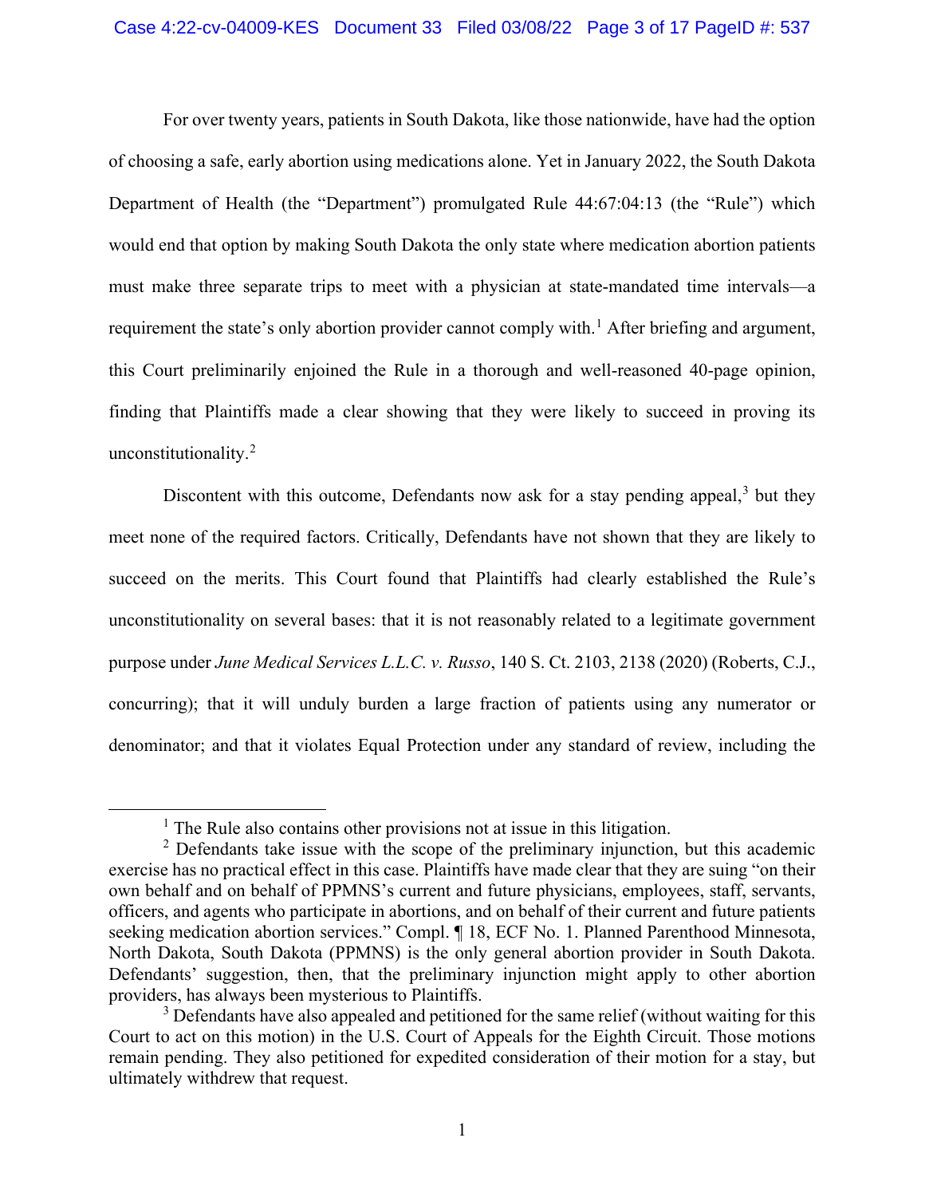For over twenty years, patients in South Dakota, like those nationwide, have had the option of choosing a safe, early abortion using medications alone. Yet in January 2022, the South Dakota Department of Health (the "Department") promulgated Rule 44:67:04:13 (the "Rule") which would end that option by making South Dakota the only state where medication abortion patients must make three separate trips to meet with a physician at state-mandated time intervals—a requirement the state's only abortion provider cannot comply with.[1] After briefing and argument, this Court preliminarily enjoined the Rule in a thorough and well-reasoned 40-page opinion, finding that Plaintiffs made a clear showing that they were likely to succeed in proving its unconstitutionality.[2]

Discontent with this outcome, Defendants now ask for a stay pending appeal,[3] but they meet none of the required factors. Critically, Defendants have not shown that they are likely to succeed on the merits. This Court found that Plaintiffs had clearly established the Rule's unconstitutionality on several bases: that it is not reasonably related to a legitimate government purpose under *June Medical Services L.L.C. v. Russo*, 140 S. Ct. 2103, 2138 (2020) (Roberts, C.J., concurring); that it will unduly burden a large fraction of patients using any numerator or denominator; and that it violates Equal Protection under any standard of review, including the

[1] The Rule also contains other provisions not at issue in this litigation.

[2] Defendants take issue with the scope of the preliminary injunction, but this academic exercise has no practical effect in this case. Plaintiffs have made clear that they are suing "on their own behalf and on behalf of PPMNS's current and future physicians, employees, staff, servants, officers, and agents who participate in abortions, and on behalf of their current and future patients seeking medication abortion services." Compl. ¶ 18, ECF No. 1. Planned Parenthood Minnesota, North Dakota, South Dakota (PPMNS) is the only general abortion provider in South Dakota. Defendants' suggestion, then, that the preliminary injunction might apply to other abortion providers, has always been mysterious to Plaintiffs.

[3] Defendants have also appealed and petitioned for the same relief (without waiting for this Court to act on this motion) in the U.S. Court of Appeals for the Eighth Circuit. Those motions remain pending. They also petitioned for expedited consideration of their motion for a stay, but ultimately withdrew that request.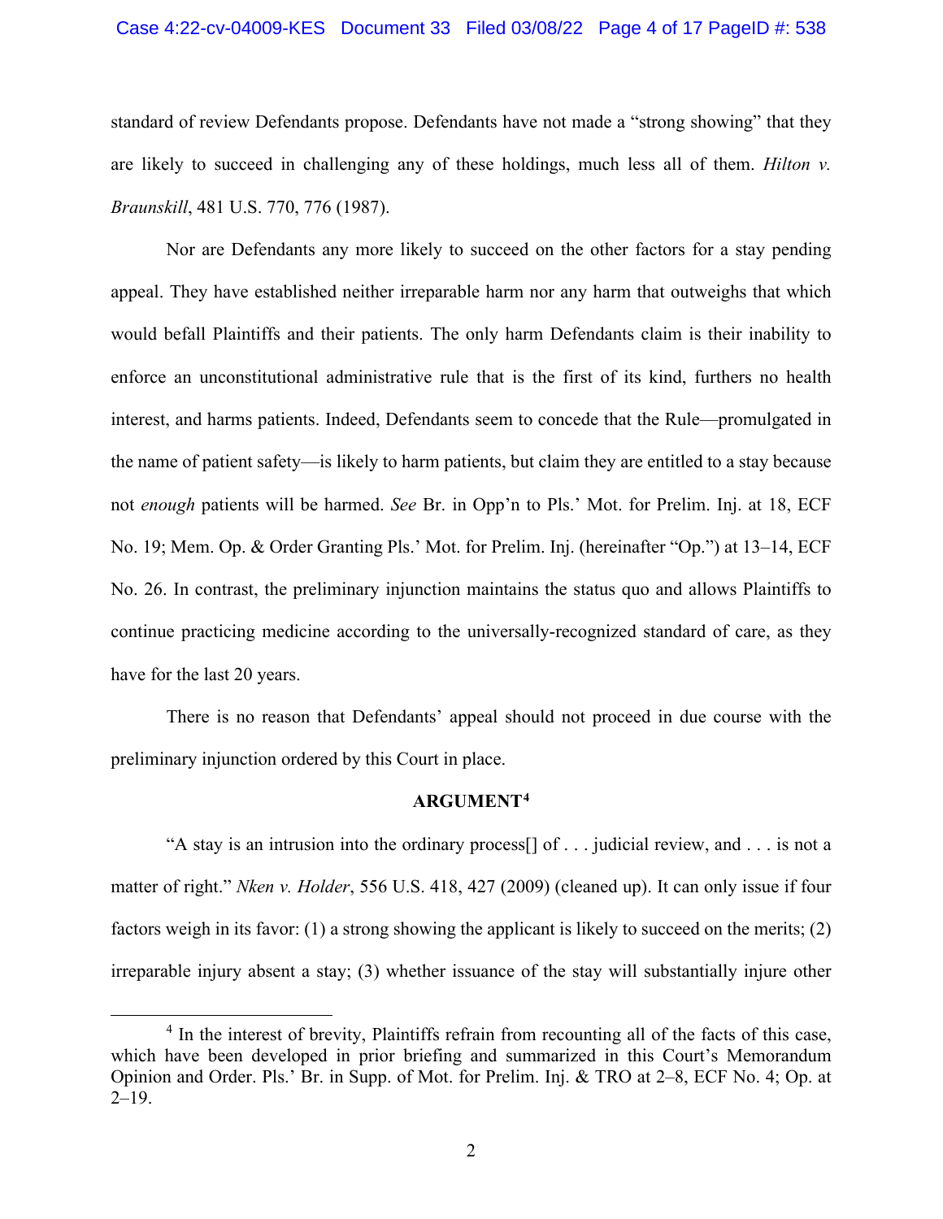standard of review Defendants propose. Defendants have not made a "strong showing" that they are likely to succeed in challenging any of these holdings, much less all of them. *Hilton v. Braunskill*, 481 U.S. 770, 776 (1987).

Nor are Defendants any more likely to succeed on the other factors for a stay pending appeal. They have established neither irreparable harm nor any harm that outweighs that which would befall Plaintiffs and their patients. The only harm Defendants claim is their inability to enforce an unconstitutional administrative rule that is the first of its kind, furthers no health interest, and harms patients. Indeed, Defendants seem to concede that the Rule—promulgated in the name of patient safety—is likely to harm patients, but claim they are entitled to a stay because not *enough* patients will be harmed. *See* Br. in Opp'n to Pls.' Mot. for Prelim. Inj. at 18, ECF No. 19; Mem. Op. & Order Granting Pls.' Mot. for Prelim. Inj. (hereinafter "Op.") at 13–14, ECF No. 26. In contrast, the preliminary injunction maintains the status quo and allows Plaintiffs to continue practicing medicine according to the universally-recognized standard of care, as they have for the last 20 years.

There is no reason that Defendants' appeal should not proceed in due course with the preliminary injunction ordered by this Court in place.

## ARGUMENT[4]

"A stay is an intrusion into the ordinary process[] of . . . judicial review, and . . . is not a matter of right." *Nken v. Holder*, 556 U.S. 418, 427 (2009) (cleaned up). It can only issue if four factors weigh in its favor: (1) a strong showing the applicant is likely to succeed on the merits; (2) irreparable injury absent a stay; (3) whether issuance of the stay will substantially injure other

[4] In the interest of brevity, Plaintiffs refrain from recounting all of the facts of this case, which have been developed in prior briefing and summarized in this Court's Memorandum Opinion and Order. Pls.' Br. in Supp. of Mot. for Prelim. Inj. & TRO at 2–8, ECF No. 4; Op. at 2–19.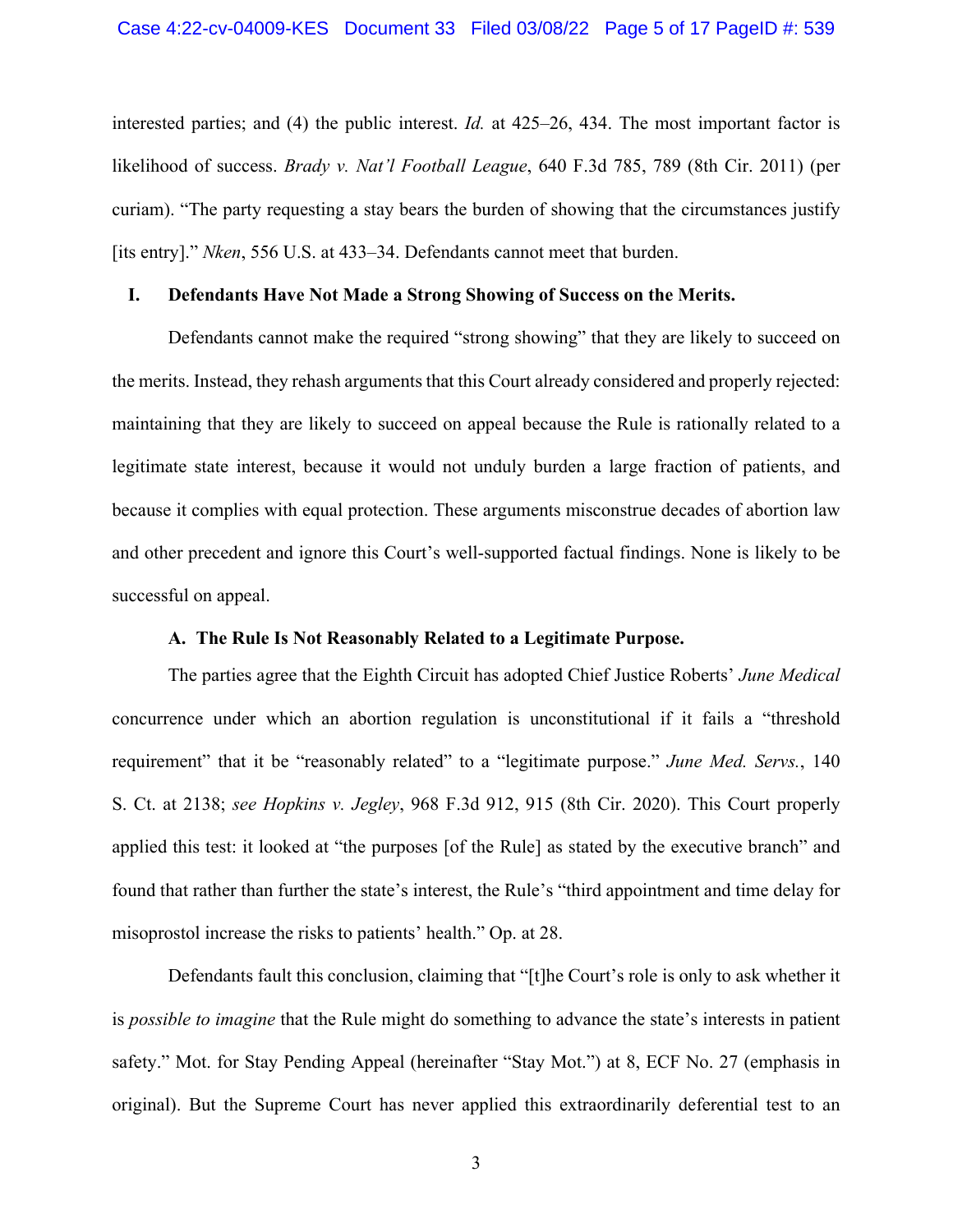interested parties; and (4) the public interest. *Id.* at 425–26, 434. The most important factor is likelihood of success. *Brady v. Nat'l Football League*, 640 F.3d 785, 789 (8th Cir. 2011) (per curiam). "The party requesting a stay bears the burden of showing that the circumstances justify [its entry]." *Nken*, 556 U.S. at 433–34. Defendants cannot meet that burden.

## I. Defendants Have Not Made a Strong Showing of Success on the Merits.

Defendants cannot make the required "strong showing" that they are likely to succeed on the merits. Instead, they rehash arguments that this Court already considered and properly rejected: maintaining that they are likely to succeed on appeal because the Rule is rationally related to a legitimate state interest, because it would not unduly burden a large fraction of patients, and because it complies with equal protection. These arguments misconstrue decades of abortion law and other precedent and ignore this Court's well-supported factual findings. None is likely to be successful on appeal.

### A. The Rule Is Not Reasonably Related to a Legitimate Purpose.

The parties agree that the Eighth Circuit has adopted Chief Justice Roberts' *June Medical* concurrence under which an abortion regulation is unconstitutional if it fails a "threshold requirement" that it be "reasonably related" to a "legitimate purpose." *June Med. Servs.*, 140 S. Ct. at 2138; *see Hopkins v. Jegley*, 968 F.3d 912, 915 (8th Cir. 2020). This Court properly applied this test: it looked at "the purposes [of the Rule] as stated by the executive branch" and found that rather than further the state's interest, the Rule's "third appointment and time delay for misoprostol increase the risks to patients' health." Op. at 28.

Defendants fault this conclusion, claiming that "[t]he Court's role is only to ask whether it is *possible to imagine* that the Rule might do something to advance the state's interests in patient safety." Mot. for Stay Pending Appeal (hereinafter "Stay Mot.") at 8, ECF No. 27 (emphasis in original). But the Supreme Court has never applied this extraordinarily deferential test to an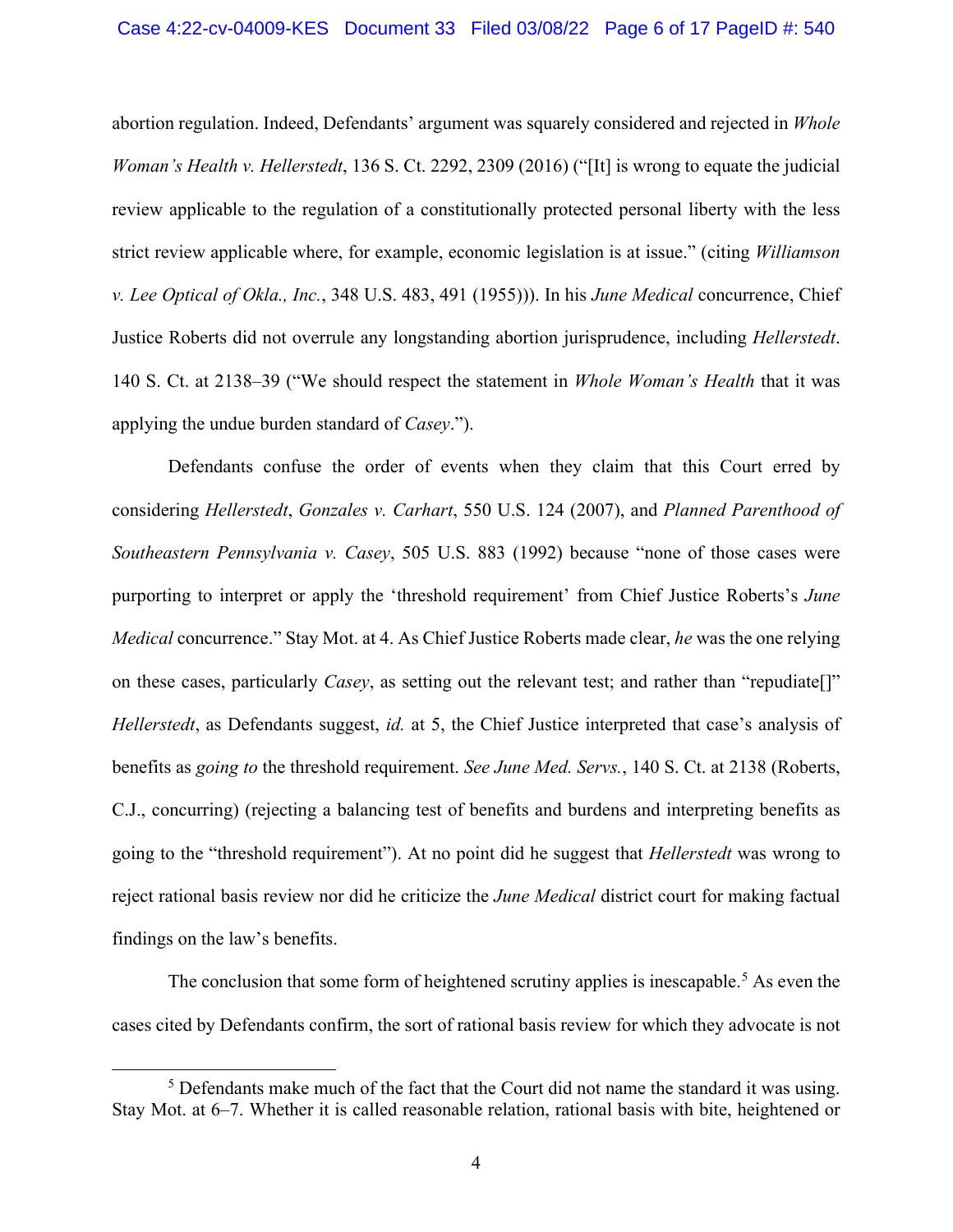abortion regulation. Indeed, Defendants' argument was squarely considered and rejected in *Whole Woman's Health v. Hellerstedt*, 136 S. Ct. 2292, 2309 (2016) ("[It] is wrong to equate the judicial review applicable to the regulation of a constitutionally protected personal liberty with the less strict review applicable where, for example, economic legislation is at issue." (citing *Williamson v. Lee Optical of Okla., Inc.*, 348 U.S. 483, 491 (1955))). In his *June Medical* concurrence, Chief Justice Roberts did not overrule any longstanding abortion jurisprudence, including *Hellerstedt*. 140 S. Ct. at 2138–39 ("We should respect the statement in *Whole Woman's Health* that it was applying the undue burden standard of *Casey*.").

Defendants confuse the order of events when they claim that this Court erred by considering *Hellerstedt*, *Gonzales v. Carhart*, 550 U.S. 124 (2007), and *Planned Parenthood of Southeastern Pennsylvania v. Casey*, 505 U.S. 883 (1992) because "none of those cases were purporting to interpret or apply the 'threshold requirement' from Chief Justice Roberts's *June Medical* concurrence." Stay Mot. at 4. As Chief Justice Roberts made clear, *he* was the one relying on these cases, particularly *Casey*, as setting out the relevant test; and rather than "repudiate[]" *Hellerstedt*, as Defendants suggest, *id.* at 5, the Chief Justice interpreted that case's analysis of benefits as *going to* the threshold requirement. *See June Med. Servs.*, 140 S. Ct. at 2138 (Roberts, C.J., concurring) (rejecting a balancing test of benefits and burdens and interpreting benefits as going to the "threshold requirement"). At no point did he suggest that *Hellerstedt* was wrong to reject rational basis review nor did he criticize the *June Medical* district court for making factual findings on the law's benefits.

The conclusion that some form of heightened scrutiny applies is inescapable.[5] As even the cases cited by Defendants confirm, the sort of rational basis review for which they advocate is not

[5] Defendants make much of the fact that the Court did not name the standard it was using. Stay Mot. at 6–7. Whether it is called reasonable relation, rational basis with bite, heightened or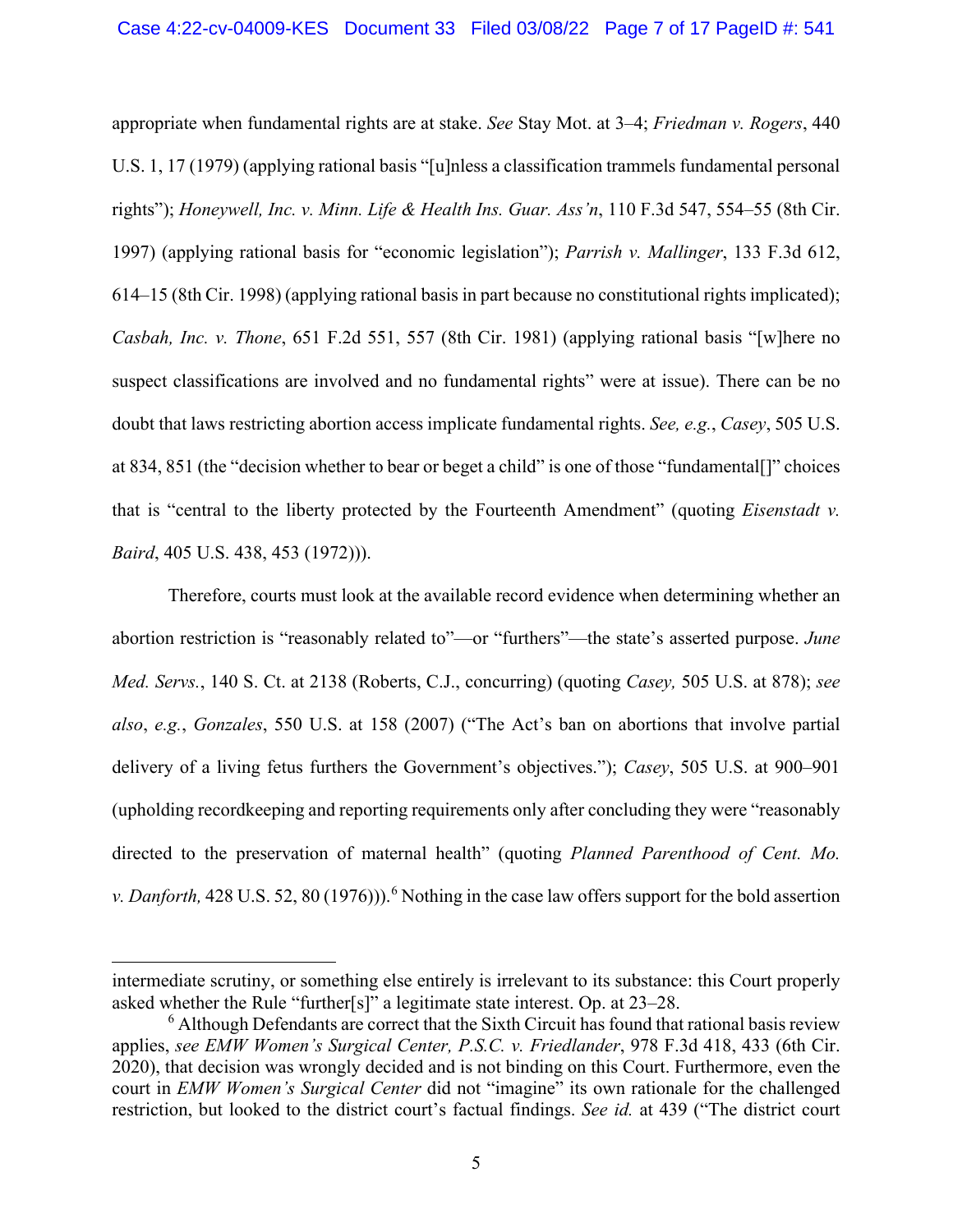appropriate when fundamental rights are at stake. *See* Stay Mot. at 3–4; *Friedman v. Rogers*, 440 U.S. 1, 17 (1979) (applying rational basis "[u]nless a classification trammels fundamental personal rights"); *Honeywell, Inc. v. Minn. Life & Health Ins. Guar. Ass'n*, 110 F.3d 547, 554–55 (8th Cir. 1997) (applying rational basis for "economic legislation"); *Parrish v. Mallinger*, 133 F.3d 612, 614–15 (8th Cir. 1998) (applying rational basis in part because no constitutional rights implicated); *Casbah, Inc. v. Thone*, 651 F.2d 551, 557 (8th Cir. 1981) (applying rational basis "[w]here no suspect classifications are involved and no fundamental rights" were at issue). There can be no doubt that laws restricting abortion access implicate fundamental rights. *See, e.g.*, *Casey*, 505 U.S. at 834, 851 (the "decision whether to bear or beget a child" is one of those "fundamental[]" choices that is "central to the liberty protected by the Fourteenth Amendment" (quoting *Eisenstadt v. Baird*, 405 U.S. 438, 453 (1972))).

Therefore, courts must look at the available record evidence when determining whether an abortion restriction is "reasonably related to"—or "furthers"—the state's asserted purpose. *June Med. Servs.*, 140 S. Ct. at 2138 (Roberts, C.J., concurring) (quoting *Casey,* 505 U.S. at 878); *see also*, *e.g.*, *Gonzales*, 550 U.S. at 158 (2007) ("The Act's ban on abortions that involve partial delivery of a living fetus furthers the Government's objectives."); *Casey*, 505 U.S. at 900–901 (upholding recordkeeping and reporting requirements only after concluding they were "reasonably directed to the preservation of maternal health" (quoting *Planned Parenthood of Cent. Mo. v. Danforth,* 428 U.S. 52, 80 (1976))).[6] Nothing in the case law offers support for the bold assertion

---

intermediate scrutiny, or something else entirely is irrelevant to its substance: this Court properly asked whether the Rule "further[s]" a legitimate state interest. Op. at 23–28.

[6] Although Defendants are correct that the Sixth Circuit has found that rational basis review applies, *see EMW Women's Surgical Center, P.S.C. v. Friedlander*, 978 F.3d 418, 433 (6th Cir. 2020), that decision was wrongly decided and is not binding on this Court. Furthermore, even the court in *EMW Women's Surgical Center* did not "imagine" its own rationale for the challenged restriction, but looked to the district court's factual findings. *See id.* at 439 ("The district court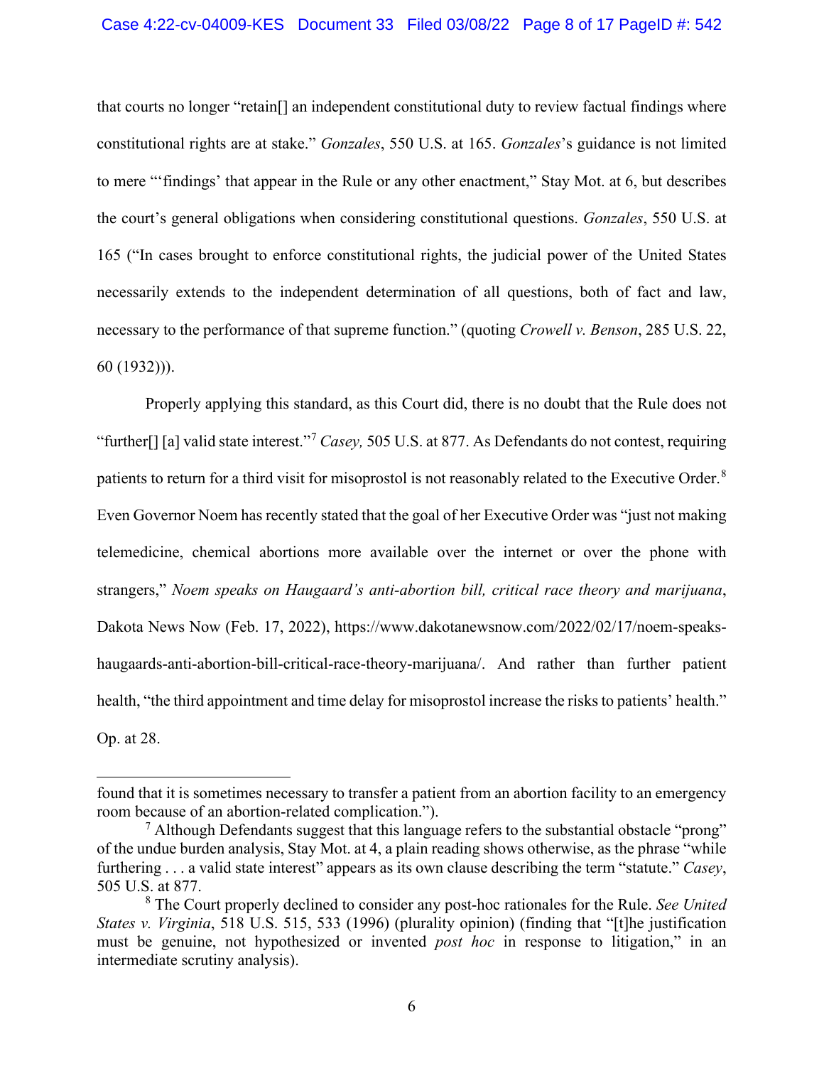that courts no longer "retain[] an independent constitutional duty to review factual findings where constitutional rights are at stake." *Gonzales*, 550 U.S. at 165. *Gonzales*'s guidance is not limited to mere "'findings' that appear in the Rule or any other enactment," Stay Mot. at 6, but describes the court's general obligations when considering constitutional questions. *Gonzales*, 550 U.S. at 165 ("In cases brought to enforce constitutional rights, the judicial power of the United States necessarily extends to the independent determination of all questions, both of fact and law, necessary to the performance of that supreme function." (quoting *Crowell v. Benson*, 285 U.S. 22, 60 (1932))).

Properly applying this standard, as this Court did, there is no doubt that the Rule does not "further[] [a] valid state interest."[7] *Casey,* 505 U.S. at 877. As Defendants do not contest, requiring patients to return for a third visit for misoprostol is not reasonably related to the Executive Order.[8] Even Governor Noem has recently stated that the goal of her Executive Order was "just not making telemedicine, chemical abortions more available over the internet or over the phone with strangers," *Noem speaks on Haugaard's anti-abortion bill, critical race theory and marijuana*, Dakota News Now (Feb. 17, 2022), https://www.dakotanewsnow.com/2022/02/17/noem-speaks-haugaards-anti-abortion-bill-critical-race-theory-marijuana/. And rather than further patient health, "the third appointment and time delay for misoprostol increase the risks to patients' health." Op. at 28.

---

found that it is sometimes necessary to transfer a patient from an abortion facility to an emergency room because of an abortion-related complication.").

[7] Although Defendants suggest that this language refers to the substantial obstacle "prong" of the undue burden analysis, Stay Mot. at 4, a plain reading shows otherwise, as the phrase "while furthering . . . a valid state interest" appears as its own clause describing the term "statute." *Casey*, 505 U.S. at 877.

[8] The Court properly declined to consider any post-hoc rationales for the Rule. *See United States v. Virginia*, 518 U.S. 515, 533 (1996) (plurality opinion) (finding that "[t]he justification must be genuine, not hypothesized or invented *post hoc* in response to litigation," in an intermediate scrutiny analysis).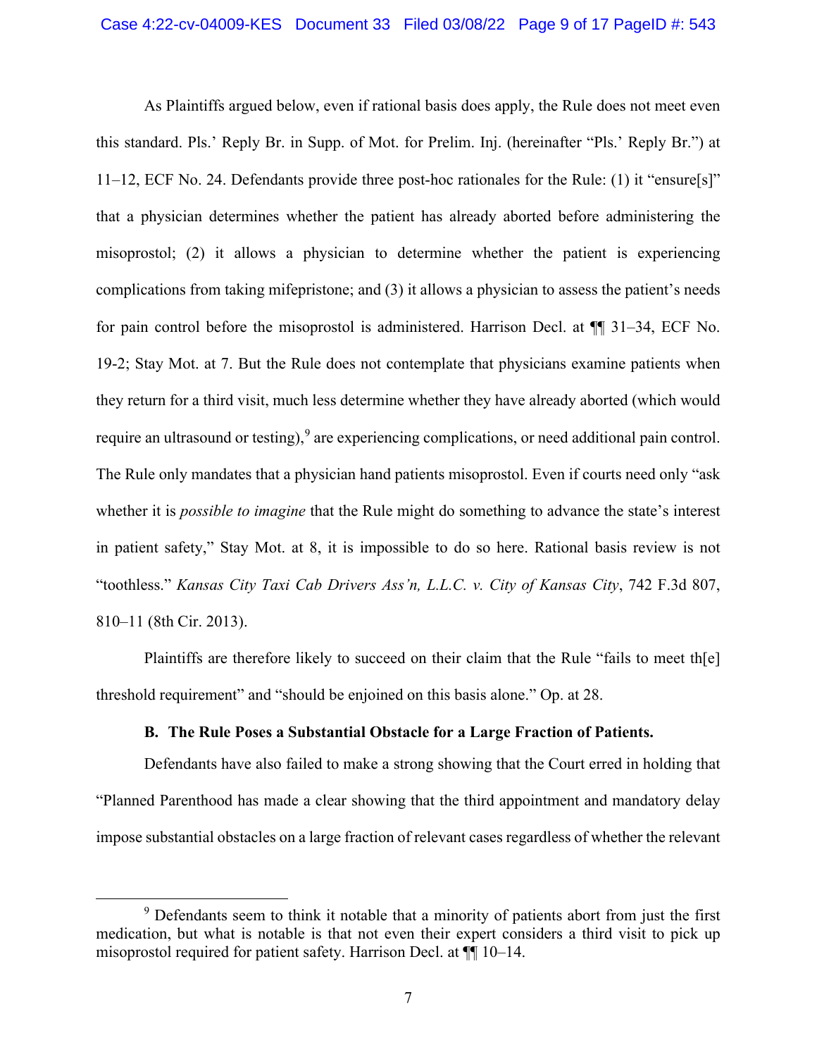As Plaintiffs argued below, even if rational basis does apply, the Rule does not meet even this standard. Pls.' Reply Br. in Supp. of Mot. for Prelim. Inj. (hereinafter "Pls.' Reply Br.") at 11–12, ECF No. 24. Defendants provide three post-hoc rationales for the Rule: (1) it "ensure[s]" that a physician determines whether the patient has already aborted before administering the misoprostol; (2) it allows a physician to determine whether the patient is experiencing complications from taking mifepristone; and (3) it allows a physician to assess the patient's needs for pain control before the misoprostol is administered. Harrison Decl. at ¶¶ 31–34, ECF No. 19-2; Stay Mot. at 7. But the Rule does not contemplate that physicians examine patients when they return for a third visit, much less determine whether they have already aborted (which would require an ultrasound or testing),[9] are experiencing complications, or need additional pain control. The Rule only mandates that a physician hand patients misoprostol. Even if courts need only "ask whether it is *possible to imagine* that the Rule might do something to advance the state's interest in patient safety," Stay Mot. at 8, it is impossible to do so here. Rational basis review is not "toothless." *Kansas City Taxi Cab Drivers Ass'n, L.L.C. v. City of Kansas City*, 742 F.3d 807, 810–11 (8th Cir. 2013).

Plaintiffs are therefore likely to succeed on their claim that the Rule "fails to meet th[e] threshold requirement" and "should be enjoined on this basis alone." Op. at 28.

### B. The Rule Poses a Substantial Obstacle for a Large Fraction of Patients.

Defendants have also failed to make a strong showing that the Court erred in holding that "Planned Parenthood has made a clear showing that the third appointment and mandatory delay impose substantial obstacles on a large fraction of relevant cases regardless of whether the relevant

---

[9] Defendants seem to think it notable that a minority of patients abort from just the first medication, but what is notable is that not even their expert considers a third visit to pick up misoprostol required for patient safety. Harrison Decl. at ¶¶ 10–14.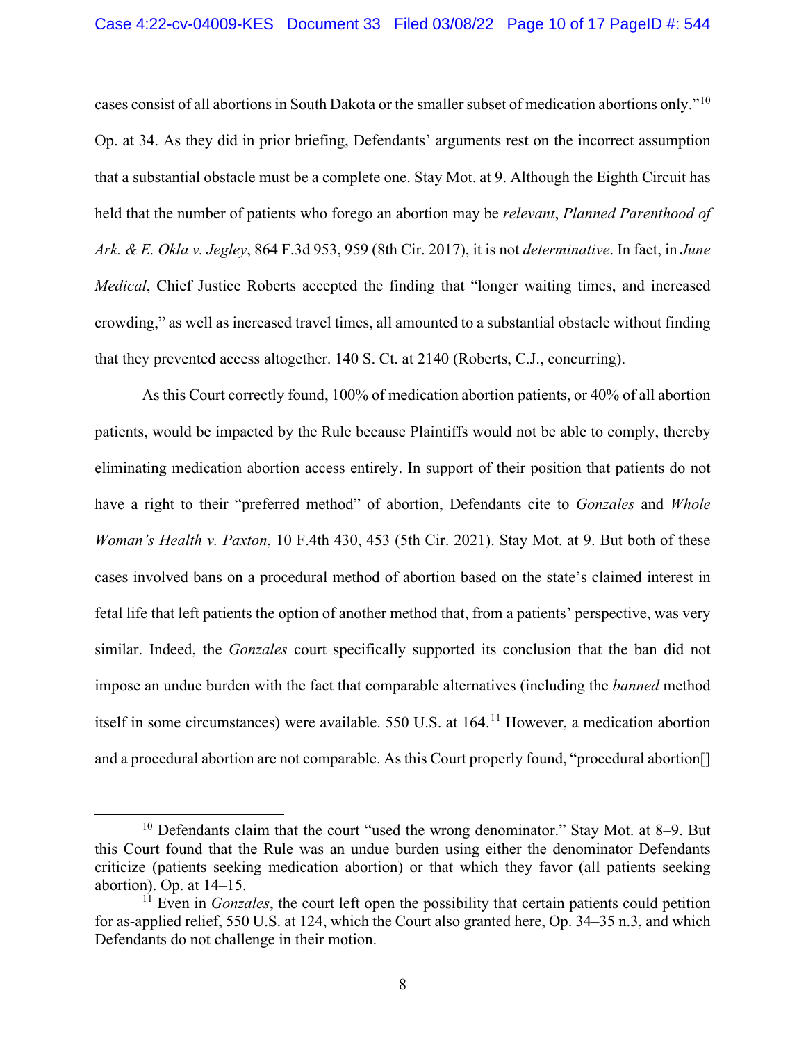cases consist of all abortions in South Dakota or the smaller subset of medication abortions only."[10] Op. at 34. As they did in prior briefing, Defendants' arguments rest on the incorrect assumption that a substantial obstacle must be a complete one. Stay Mot. at 9. Although the Eighth Circuit has held that the number of patients who forego an abortion may be *relevant*, *Planned Parenthood of Ark. & E. Okla v. Jegley*, 864 F.3d 953, 959 (8th Cir. 2017), it is not *determinative*. In fact, in *June Medical*, Chief Justice Roberts accepted the finding that "longer waiting times, and increased crowding," as well as increased travel times, all amounted to a substantial obstacle without finding that they prevented access altogether. 140 S. Ct. at 2140 (Roberts, C.J., concurring).

As this Court correctly found, 100% of medication abortion patients, or 40% of all abortion patients, would be impacted by the Rule because Plaintiffs would not be able to comply, thereby eliminating medication abortion access entirely. In support of their position that patients do not have a right to their "preferred method" of abortion, Defendants cite to *Gonzales* and *Whole Woman's Health v. Paxton*, 10 F.4th 430, 453 (5th Cir. 2021). Stay Mot. at 9. But both of these cases involved bans on a procedural method of abortion based on the state's claimed interest in fetal life that left patients the option of another method that, from a patients' perspective, was very similar. Indeed, the *Gonzales* court specifically supported its conclusion that the ban did not impose an undue burden with the fact that comparable alternatives (including the *banned* method itself in some circumstances) were available. 550 U.S. at 164.[11] However, a medication abortion and a procedural abortion are not comparable. As this Court properly found, "procedural abortion[]

[10] Defendants claim that the court "used the wrong denominator." Stay Mot. at 8–9. But this Court found that the Rule was an undue burden using either the denominator Defendants criticize (patients seeking medication abortion) or that which they favor (all patients seeking abortion). Op. at 14–15.

[11] Even in *Gonzales*, the court left open the possibility that certain patients could petition for as-applied relief, 550 U.S. at 124, which the Court also granted here, Op. 34–35 n.3, and which Defendants do not challenge in their motion.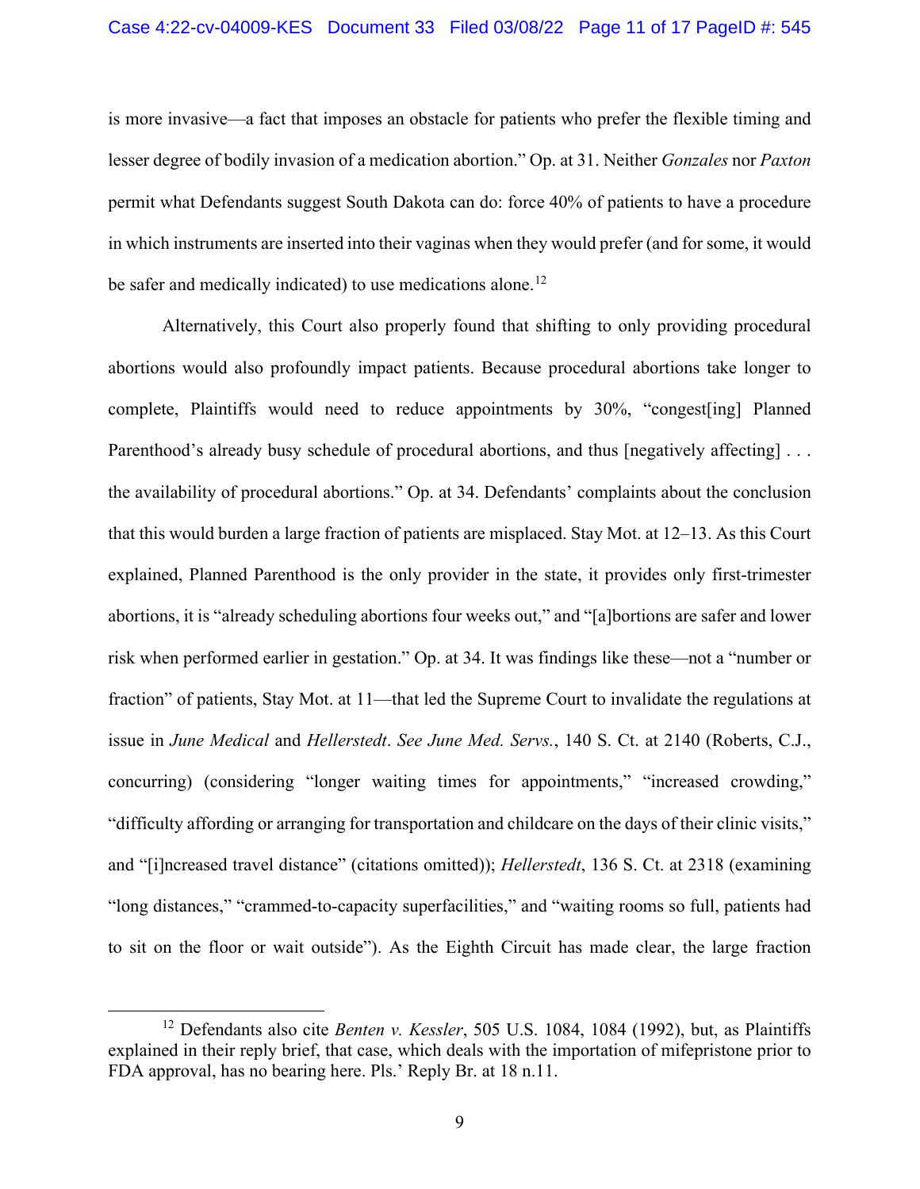is more invasive—a fact that imposes an obstacle for patients who prefer the flexible timing and lesser degree of bodily invasion of a medication abortion." Op. at 31. Neither *Gonzales* nor *Paxton* permit what Defendants suggest South Dakota can do: force 40% of patients to have a procedure in which instruments are inserted into their vaginas when they would prefer (and for some, it would be safer and medically indicated) to use medications alone.[12]

Alternatively, this Court also properly found that shifting to only providing procedural abortions would also profoundly impact patients. Because procedural abortions take longer to complete, Plaintiffs would need to reduce appointments by 30%, "congest[ing] Planned Parenthood's already busy schedule of procedural abortions, and thus [negatively affecting] . . . the availability of procedural abortions." Op. at 34. Defendants' complaints about the conclusion that this would burden a large fraction of patients are misplaced. Stay Mot. at 12–13. As this Court explained, Planned Parenthood is the only provider in the state, it provides only first-trimester abortions, it is "already scheduling abortions four weeks out," and "[a]bortions are safer and lower risk when performed earlier in gestation." Op. at 34. It was findings like these—not a "number or fraction" of patients, Stay Mot. at 11—that led the Supreme Court to invalidate the regulations at issue in *June Medical* and *Hellerstedt*. *See June Med. Servs.*, 140 S. Ct. at 2140 (Roberts, C.J., concurring) (considering "longer waiting times for appointments," "increased crowding," "difficulty affording or arranging for transportation and childcare on the days of their clinic visits," and "[i]ncreased travel distance" (citations omitted)); *Hellerstedt*, 136 S. Ct. at 2318 (examining "long distances," "crammed-to-capacity superfacilities," and "waiting rooms so full, patients had to sit on the floor or wait outside"). As the Eighth Circuit has made clear, the large fraction

---

[12] Defendants also cite *Benten v. Kessler*, 505 U.S. 1084, 1084 (1992), but, as Plaintiffs explained in their reply brief, that case, which deals with the importation of mifepristone prior to FDA approval, has no bearing here. Pls.' Reply Br. at 18 n.11.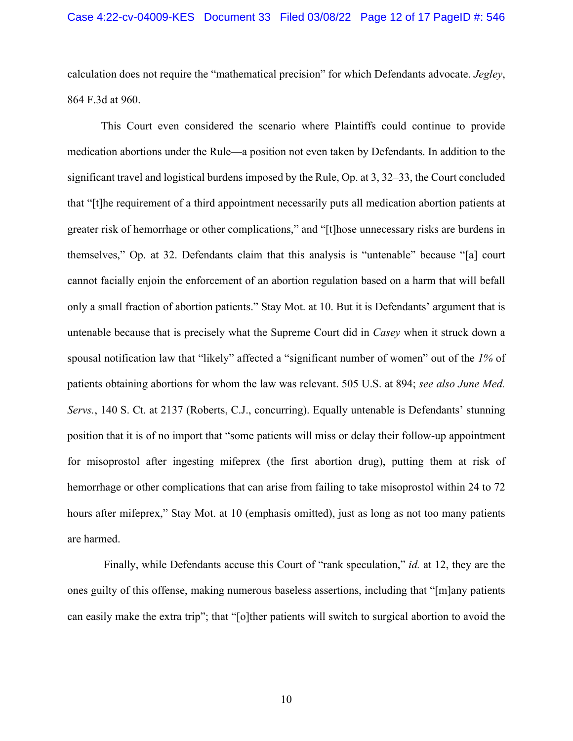calculation does not require the "mathematical precision" for which Defendants advocate. *Jegley*, 864 F.3d at 960.

This Court even considered the scenario where Plaintiffs could continue to provide medication abortions under the Rule—a position not even taken by Defendants. In addition to the significant travel and logistical burdens imposed by the Rule, Op. at 3, 32–33, the Court concluded that "[t]he requirement of a third appointment necessarily puts all medication abortion patients at greater risk of hemorrhage or other complications," and "[t]hose unnecessary risks are burdens in themselves," Op. at 32. Defendants claim that this analysis is "untenable" because "[a] court cannot facially enjoin the enforcement of an abortion regulation based on a harm that will befall only a small fraction of abortion patients." Stay Mot. at 10. But it is Defendants' argument that is untenable because that is precisely what the Supreme Court did in *Casey* when it struck down a spousal notification law that "likely" affected a "significant number of women" out of the *1%* of patients obtaining abortions for whom the law was relevant. 505 U.S. at 894; *see also June Med. Servs.*, 140 S. Ct. at 2137 (Roberts, C.J., concurring). Equally untenable is Defendants' stunning position that it is of no import that "some patients will miss or delay their follow-up appointment for misoprostol after ingesting mifeprex (the first abortion drug), putting them at risk of hemorrhage or other complications that can arise from failing to take misoprostol within 24 to 72 hours after mifeprex," Stay Mot. at 10 (emphasis omitted), just as long as not too many patients are harmed.

Finally, while Defendants accuse this Court of "rank speculation," *id.* at 12, they are the ones guilty of this offense, making numerous baseless assertions, including that "[m]any patients can easily make the extra trip"; that "[o]ther patients will switch to surgical abortion to avoid the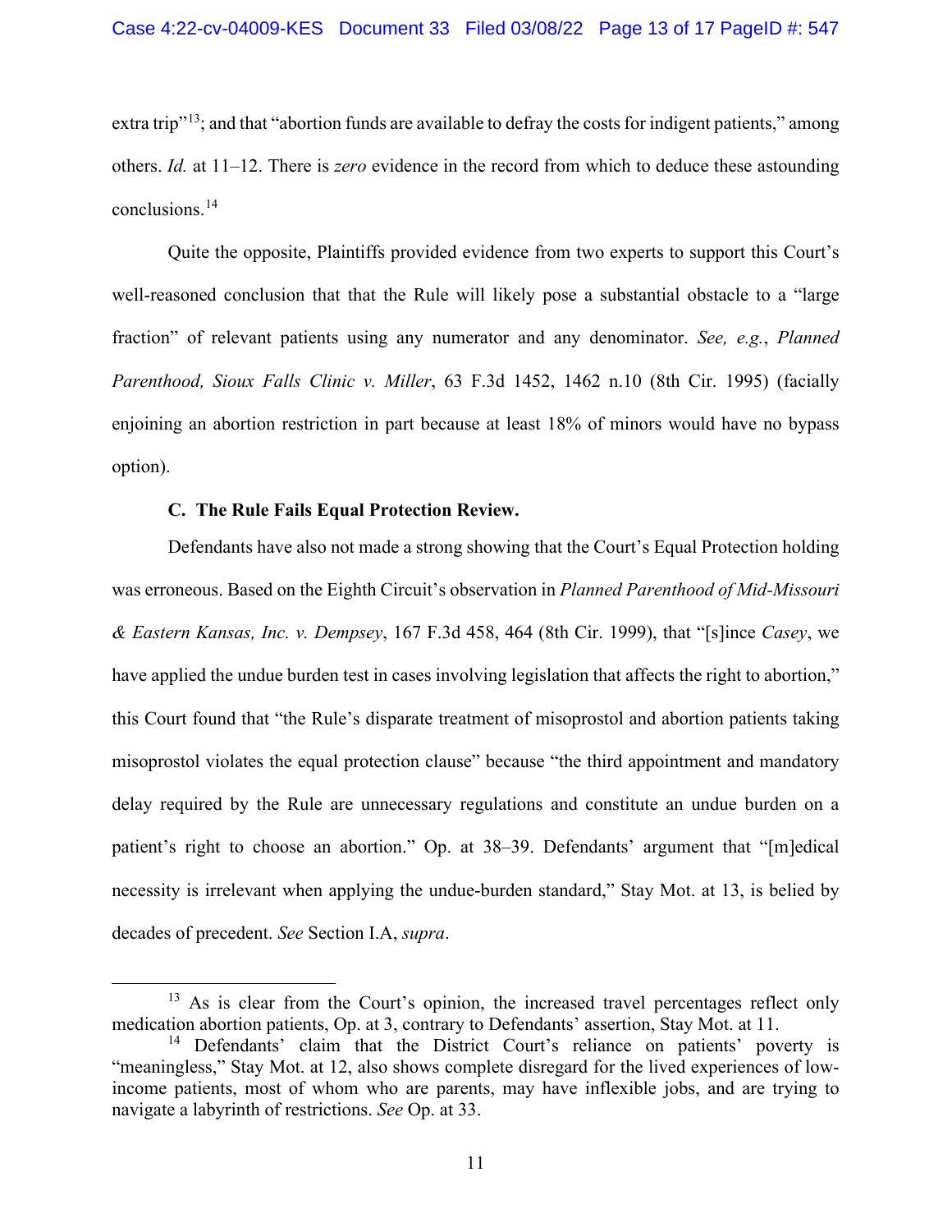extra trip"[13]; and that "abortion funds are available to defray the costs for indigent patients," among others. *Id.* at 11–12. There is *zero* evidence in the record from which to deduce these astounding conclusions.[14]

Quite the opposite, Plaintiffs provided evidence from two experts to support this Court's well-reasoned conclusion that that the Rule will likely pose a substantial obstacle to a "large fraction" of relevant patients using any numerator and any denominator. *See, e.g.*, *Planned Parenthood, Sioux Falls Clinic v. Miller*, 63 F.3d 1452, 1462 n.10 (8th Cir. 1995) (facially enjoining an abortion restriction in part because at least 18% of minors would have no bypass option).

### C. The Rule Fails Equal Protection Review.

Defendants have also not made a strong showing that the Court's Equal Protection holding was erroneous. Based on the Eighth Circuit's observation in *Planned Parenthood of Mid-Missouri & Eastern Kansas, Inc. v. Dempsey*, 167 F.3d 458, 464 (8th Cir. 1999), that "[s]ince *Casey*, we have applied the undue burden test in cases involving legislation that affects the right to abortion," this Court found that "the Rule's disparate treatment of misoprostol and abortion patients taking misoprostol violates the equal protection clause" because "the third appointment and mandatory delay required by the Rule are unnecessary regulations and constitute an undue burden on a patient's right to choose an abortion." Op. at 38–39. Defendants' argument that "[m]edical necessity is irrelevant when applying the undue-burden standard," Stay Mot. at 13, is belied by decades of precedent. *See* Section I.A, *supra*.

---

[13] As is clear from the Court's opinion, the increased travel percentages reflect only medication abortion patients, Op. at 3, contrary to Defendants' assertion, Stay Mot. at 11.

[14] Defendants' claim that the District Court's reliance on patients' poverty is "meaningless," Stay Mot. at 12, also shows complete disregard for the lived experiences of low-income patients, most of whom who are parents, may have inflexible jobs, and are trying to navigate a labyrinth of restrictions. *See* Op. at 33.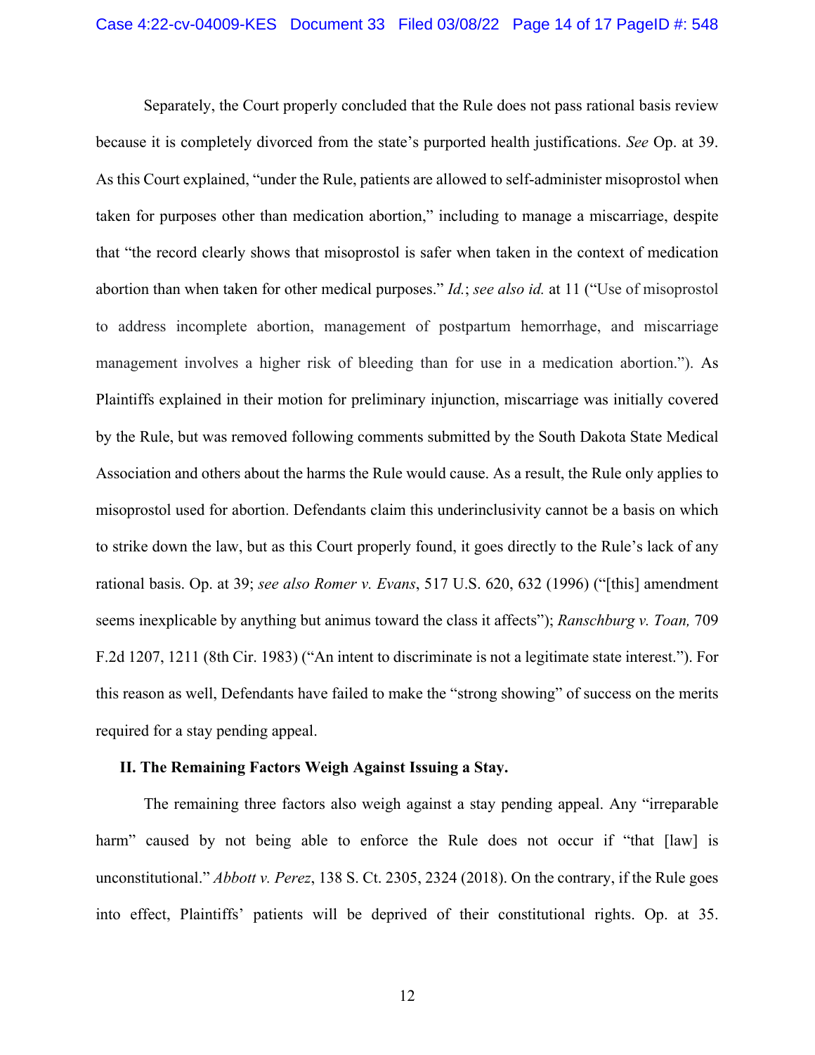Separately, the Court properly concluded that the Rule does not pass rational basis review because it is completely divorced from the state's purported health justifications. *See* Op. at 39. As this Court explained, "under the Rule, patients are allowed to self-administer misoprostol when taken for purposes other than medication abortion," including to manage a miscarriage, despite that "the record clearly shows that misoprostol is safer when taken in the context of medication abortion than when taken for other medical purposes." *Id.*; *see also id.* at 11 ("Use of misoprostol to address incomplete abortion, management of postpartum hemorrhage, and miscarriage management involves a higher risk of bleeding than for use in a medication abortion."). As Plaintiffs explained in their motion for preliminary injunction, miscarriage was initially covered by the Rule, but was removed following comments submitted by the South Dakota State Medical Association and others about the harms the Rule would cause. As a result, the Rule only applies to misoprostol used for abortion. Defendants claim this underinclusivity cannot be a basis on which to strike down the law, but as this Court properly found, it goes directly to the Rule's lack of any rational basis. Op. at 39; *see also Romer v. Evans*, 517 U.S. 620, 632 (1996) ("[this] amendment seems inexplicable by anything but animus toward the class it affects"); *Ranschburg v. Toan,* 709 F.2d 1207, 1211 (8th Cir. 1983) ("An intent to discriminate is not a legitimate state interest."). For this reason as well, Defendants have failed to make the "strong showing" of success on the merits required for a stay pending appeal.

**II. The Remaining Factors Weigh Against Issuing a Stay.**

The remaining three factors also weigh against a stay pending appeal. Any "irreparable harm" caused by not being able to enforce the Rule does not occur if "that [law] is unconstitutional." *Abbott v. Perez*, 138 S. Ct. 2305, 2324 (2018). On the contrary, if the Rule goes into effect, Plaintiffs' patients will be deprived of their constitutional rights. Op. at 35.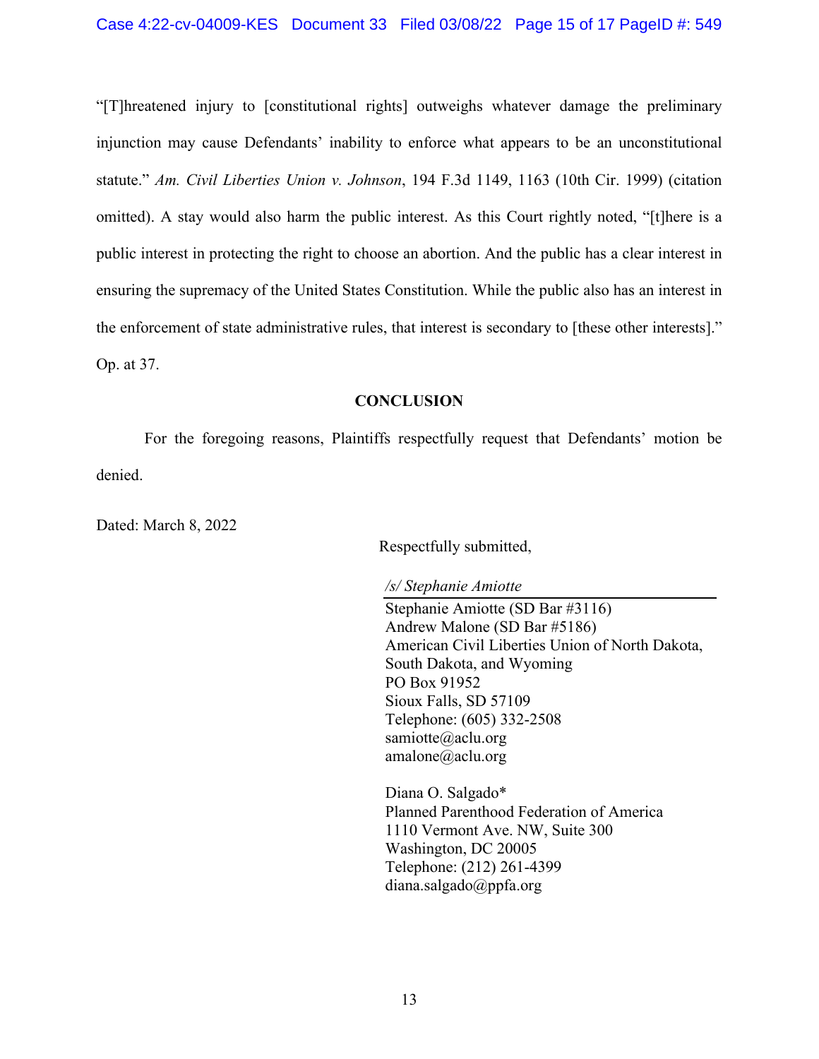"[T]hreatened injury to [constitutional rights] outweighs whatever damage the preliminary injunction may cause Defendants' inability to enforce what appears to be an unconstitutional statute." *Am. Civil Liberties Union v. Johnson*, 194 F.3d 1149, 1163 (10th Cir. 1999) (citation omitted). A stay would also harm the public interest. As this Court rightly noted, "[t]here is a public interest in protecting the right to choose an abortion. And the public has a clear interest in ensuring the supremacy of the United States Constitution. While the public also has an interest in the enforcement of state administrative rules, that interest is secondary to [these other interests]." Op. at 37.

## CONCLUSION

For the foregoing reasons, Plaintiffs respectfully request that Defendants' motion be denied.

Dated: March 8, 2022

Respectfully submitted,

*/s/ Stephanie Amiotte*

Stephanie Amiotte (SD Bar #3116)
Andrew Malone (SD Bar #5186)
American Civil Liberties Union of North Dakota, South Dakota, and Wyoming
PO Box 91952
Sioux Falls, SD 57109
Telephone: (605) 332-2508
samiotte@aclu.org
amalone@aclu.org

Diana O. Salgado*
Planned Parenthood Federation of America
1110 Vermont Ave. NW, Suite 300
Washington, DC 20005
Telephone: (212) 261-4399
diana.salgado@ppfa.org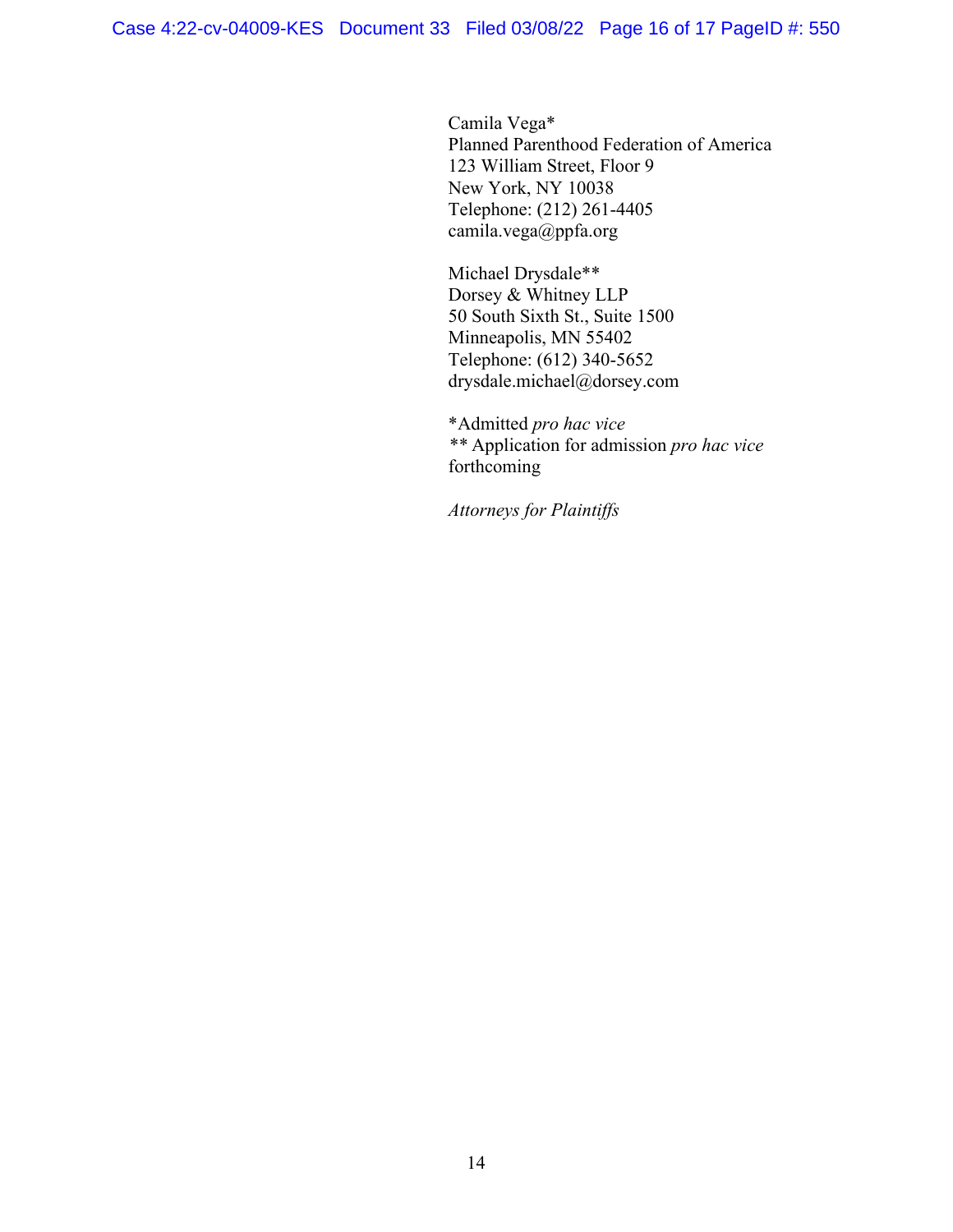Camila Vega*
Planned Parenthood Federation of America
123 William Street, Floor 9
New York, NY 10038
Telephone: (212) 261-4405
camila.vega@ppfa.org

Michael Drysdale**
Dorsey & Whitney LLP
50 South Sixth St., Suite 1500
Minneapolis, MN 55402
Telephone: (612) 340-5652
drysdale.michael@dorsey.com

*Admitted *pro hac vice*
** Application for admission *pro hac vice* forthcoming

*Attorneys for Plaintiffs*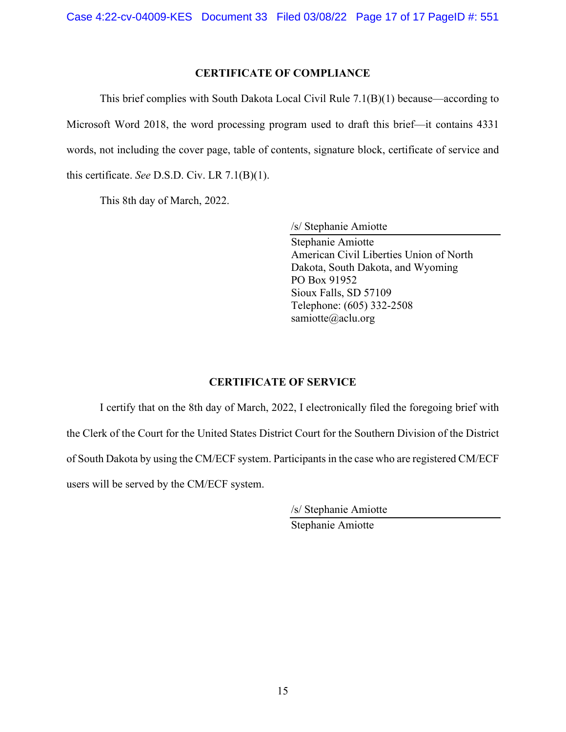## CERTIFICATE OF COMPLIANCE

This brief complies with South Dakota Local Civil Rule 7.1(B)(1) because—according to Microsoft Word 2018, the word processing program used to draft this brief—it contains 4331 words, not including the cover page, table of contents, signature block, certificate of service and this certificate. *See* D.S.D. Civ. LR 7.1(B)(1).

This 8th day of March, 2022.

/s/ Stephanie Amiotte
Stephanie Amiotte
American Civil Liberties Union of North Dakota, South Dakota, and Wyoming
PO Box 91952
Sioux Falls, SD 57109
Telephone: (605) 332-2508
samiotte@aclu.org

## CERTIFICATE OF SERVICE

I certify that on the 8th day of March, 2022, I electronically filed the foregoing brief with the Clerk of the Court for the United States District Court for the Southern Division of the District of South Dakota by using the CM/ECF system. Participants in the case who are registered CM/ECF users will be served by the CM/ECF system.

/s/ Stephanie Amiotte
Stephanie Amiotte